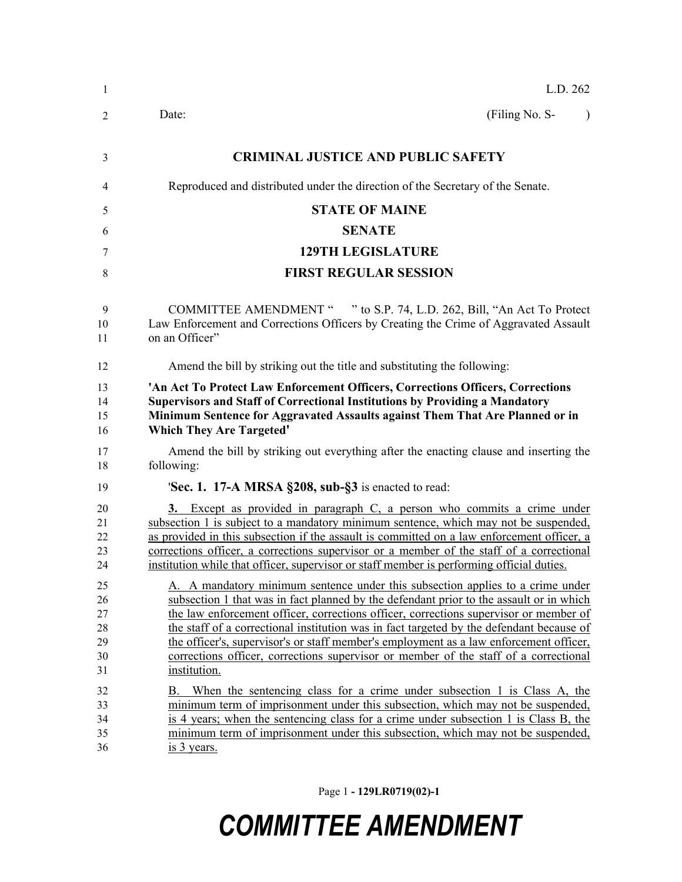L.D. 262

Date: (Filing No. S- )

# CRIMINAL JUSTICE AND PUBLIC SAFETY

Reproduced and distributed under the direction of the Secretary of the Senate.

## STATE OF MAINE

## SENATE

## 129TH LEGISLATURE

## FIRST REGULAR SESSION

COMMITTEE AMENDMENT " " to S.P. 74, L.D. 262, Bill, "An Act To Protect Law Enforcement and Corrections Officers by Creating the Crime of Aggravated Assault on an Officer"

Amend the bill by striking out the title and substituting the following:

**'An Act To Protect Law Enforcement Officers, Corrections Officers, Corrections Supervisors and Staff of Correctional Institutions by Providing a Mandatory Minimum Sentence for Aggravated Assaults against Them That Are Planned or in Which They Are Targeted'**

Amend the bill by striking out everything after the enacting clause and inserting the following:

'**Sec. 1. 17-A MRSA §208, sub-§3** is enacted to read:

**3.** Except as provided in paragraph C, a person who commits a crime under subsection 1 is subject to a mandatory minimum sentence, which may not be suspended, as provided in this subsection if the assault is committed on a law enforcement officer, a corrections officer, a corrections supervisor or a member of the staff of a correctional institution while that officer, supervisor or staff member is performing official duties.

A. A mandatory minimum sentence under this subsection applies to a crime under subsection 1 that was in fact planned by the defendant prior to the assault or in which the law enforcement officer, corrections officer, corrections supervisor or member of the staff of a correctional institution was in fact targeted by the defendant because of the officer's, supervisor's or staff member's employment as a law enforcement officer, corrections officer, corrections supervisor or member of the staff of a correctional institution.

B. When the sentencing class for a crime under subsection 1 is Class A, the minimum term of imprisonment under this subsection, which may not be suspended, is 4 years; when the sentencing class for a crime under subsection 1 is Class B, the minimum term of imprisonment under this subsection, which may not be suspended, is 3 years.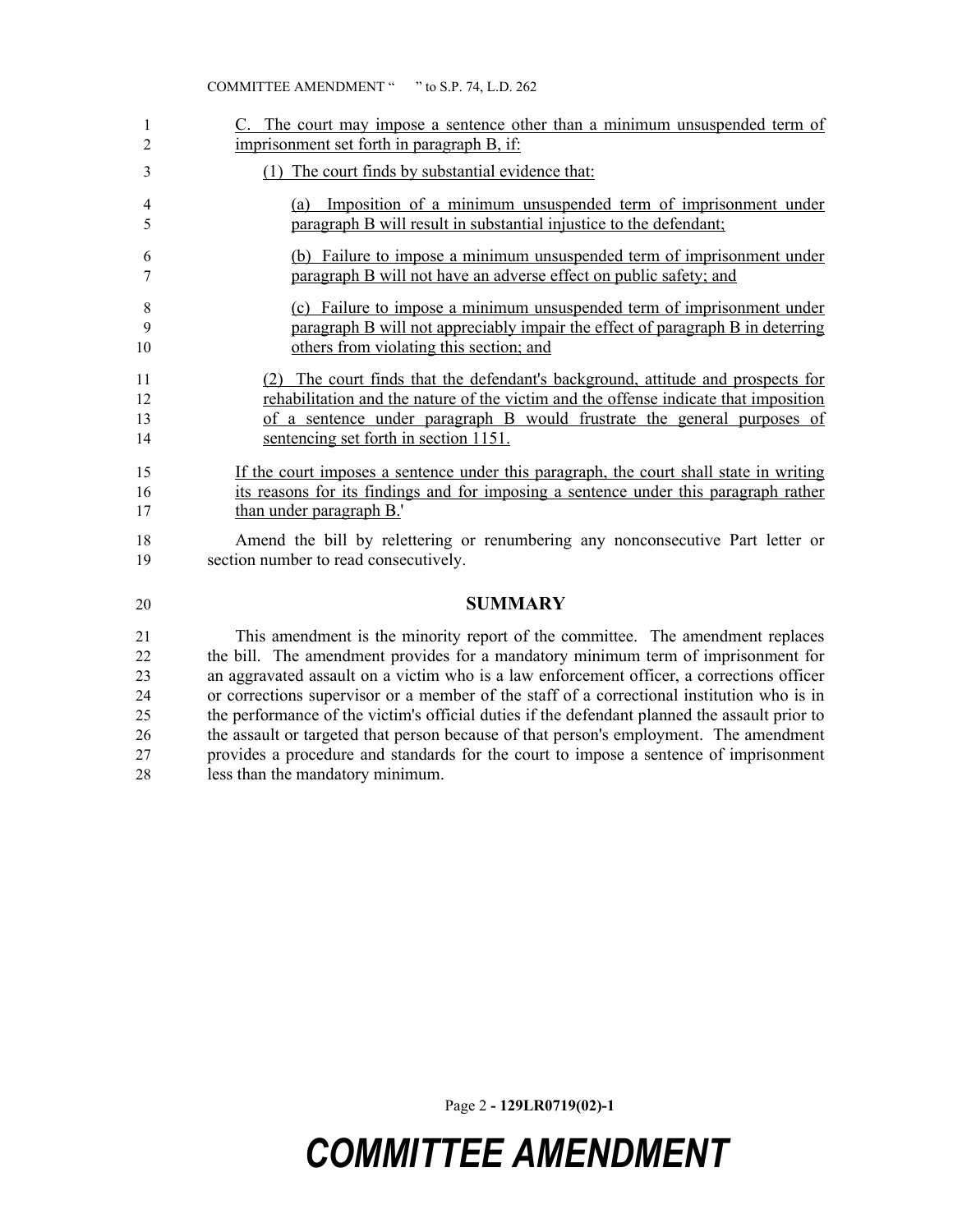C. The court may impose a sentence other than a minimum unsuspended term of imprisonment set forth in paragraph B, if:

(1) The court finds by substantial evidence that:

(a) Imposition of a minimum unsuspended term of imprisonment under paragraph B will result in substantial injustice to the defendant;

(b) Failure to impose a minimum unsuspended term of imprisonment under paragraph B will not have an adverse effect on public safety; and

(c) Failure to impose a minimum unsuspended term of imprisonment under paragraph B will not appreciably impair the effect of paragraph B in deterring others from violating this section; and

(2) The court finds that the defendant's background, attitude and prospects for rehabilitation and the nature of the victim and the offense indicate that imposition of a sentence under paragraph B would frustrate the general purposes of sentencing set forth in section 1151.

If the court imposes a sentence under this paragraph, the court shall state in writing its reasons for its findings and for imposing a sentence under this paragraph rather than under paragraph B.'

Amend the bill by relettering or renumbering any nonconsecutive Part letter or section number to read consecutively.

## SUMMARY

This amendment is the minority report of the committee. The amendment replaces the bill. The amendment provides for a mandatory minimum term of imprisonment for an aggravated assault on a victim who is a law enforcement officer, a corrections officer or corrections supervisor or a member of the staff of a correctional institution who is in the performance of the victim's official duties if the defendant planned the assault prior to the assault or targeted that person because of that person's employment. The amendment provides a procedure and standards for the court to impose a sentence of imprisonment less than the mandatory minimum.